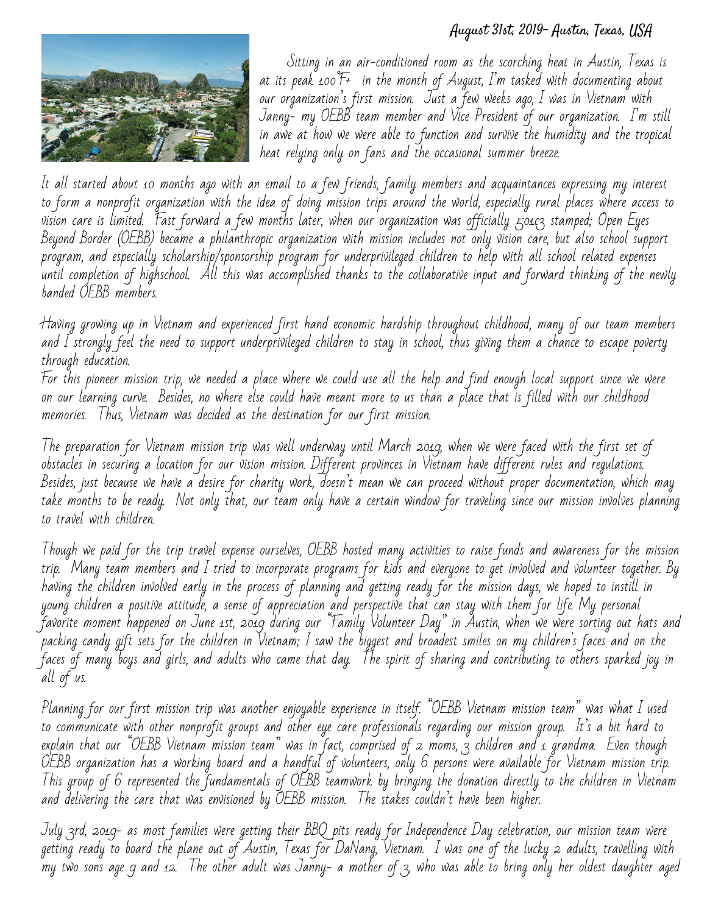**August 31st, 2019- Austin, Texas, USA**

Sitting in an air-conditioned room as the scorching heat in Austin, Texas is at its peak 100°F+ in the month of August, I'm tasked with documenting about our organization's first mission. Just a few weeks ago, I was in Vietnam with Janny- my OEBB team member and Vice President of our organization. I'm still in awe at how we were able to function and survive the humidity and the tropical heat relying only on fans and the occasional summer breeze.

It all started about 10 months ago with an email to a few friends, family members and acquaintances expressing my interest to form a nonprofit organization with the idea of doing mission trips around the world, especially rural places where access to vision care is limited. Fast forward a few months later, when our organization was officially 501c3 stamped; Open Eyes Beyond Border (OEBB) became a philanthropic organization with mission includes not only vision care, but also school support program, and especially scholarship/sponsorship program for underprivileged children to help with all school related expenses until completion of highschool. All this was accomplished thanks to the collaborative input and forward thinking of the newly banded OEBB members.

Having growing up in Vietnam and experienced first hand economic hardship throughout childhood, many of our team members and I strongly feel the need to support underprivileged children to stay in school, thus giving them a chance to escape poverty through education.

For this pioneer mission trip, we needed a place where we could use all the help and find enough local support since we were on our learning curve. Besides, no where else could have meant more to us than a place that is filled with our childhood memories. Thus, Vietnam was decided as the destination for our first mission.

The preparation for Vietnam mission trip was well underway until March 2019, when we were faced with the first set of obstacles in securing a location for our vision mission. Different provinces in Vietnam have different rules and regulations. Besides, just because we have a desire for charity work, doesn't mean we can proceed without proper documentation, which may take months to be ready. Not only that, our team only have a certain window for traveling since our mission involves planning to travel with children.

Though we paid for the trip travel expense ourselves, OEBB hosted many activities to raise funds and awareness for the mission trip. Many team members and I tried to incorporate programs for kids and everyone to get involved and volunteer together. By having the children involved early in the process of planning and getting ready for the mission days, we hoped to instill in young children a positive attitude, a sense of appreciation and perspective that can stay with them for life. My personal favorite moment happened on June 1st, 2019 during our "Family Volunteer Day" in Austin, when we were sorting out hats and packing candy gift sets for the children in Vietnam; I saw the biggest and broadest smiles on my children's faces and on the faces of many boys and girls, and adults who came that day. The spirit of sharing and contributing to others sparked joy in all of us.

Planning for our first mission trip was another enjoyable experience in itself. "OEBB Vietnam mission team" was what I used to communicate with other nonprofit groups and other eye care professionals regarding our mission group. It's a bit hard to explain that our "OEBB Vietnam mission team" was in fact, comprised of 2 moms, 3 children and 1 grandma. Even though OEBB organization has a working board and a handful of volunteers, only 6 persons were available for Vietnam mission trip. This group of 6 represented the fundamentals of OEBB teamwork by bringing the donation directly to the children in Vietnam and delivering the care that was envisioned by OEBB mission. The stakes couldn't have been higher.

July 3rd, 2019- as most families were getting their BBQ pits ready for Independence Day celebration, our mission team were getting ready to board the plane out of Austin, Texas for DaNang, Vietnam. I was one of the lucky 2 adults, travelling with my two sons age 9 and 12. The other adult was Janny- a mother of 3, who was able to bring only her oldest daughter aged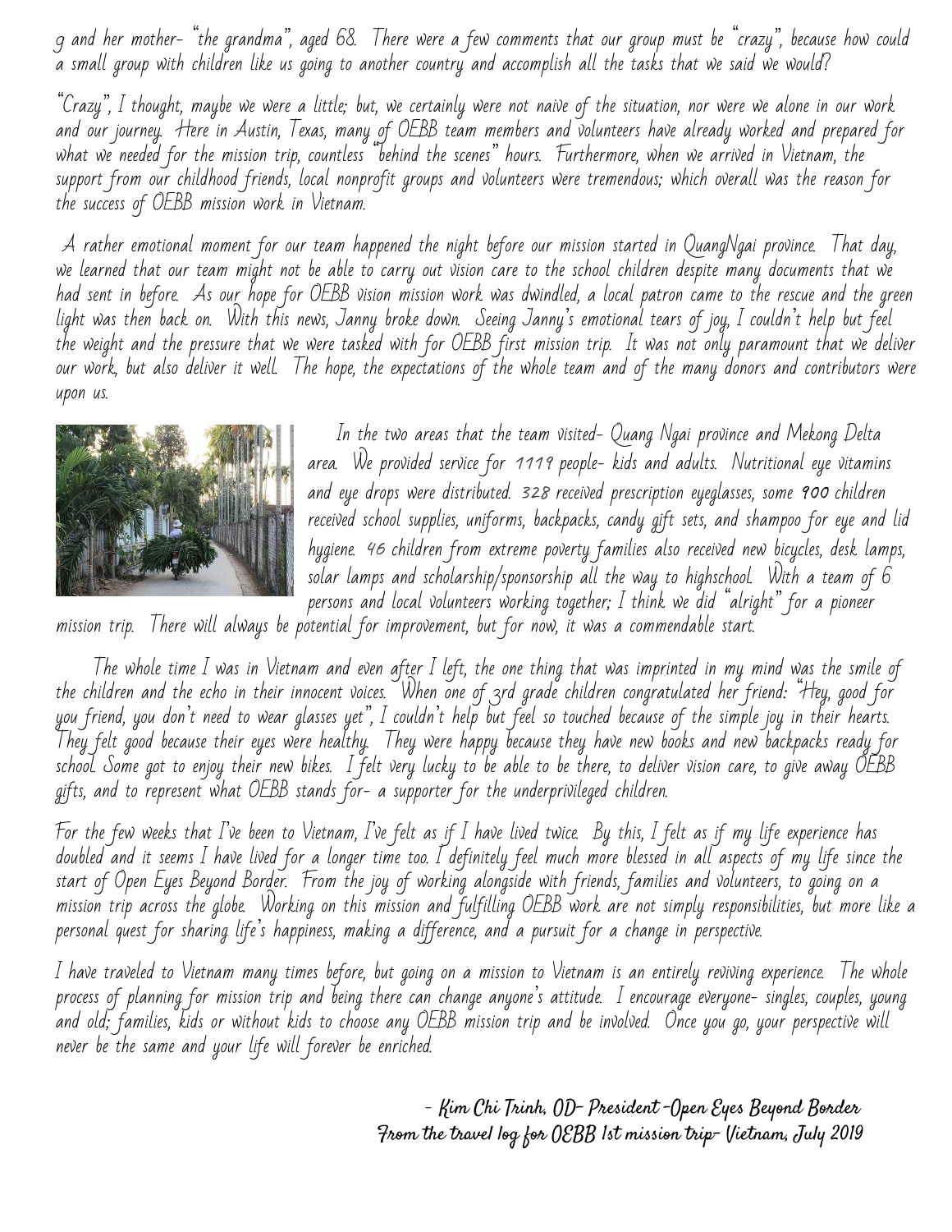g and her mother- "the grandma", aged 68. There were a few comments that our group must be "crazy", because how could a small group with children like us going to another country and accomplish all the tasks that we said we would?

"Crazy", I thought, maybe we were a little; but, we certainly were not naive of the situation, nor were we alone in our work and our journey. Here in Austin, Texas, many of OEBB team members and volunteers have already worked and prepared for what we needed for the mission trip, countless "behind the scenes" hours. Furthermore, when we arrived in Vietnam, the support from our childhood friends, local nonprofit groups and volunteers were tremendous; which overall was the reason for the success of OEBB mission work in Vietnam.

A rather emotional moment for our team happened the night before our mission started in QuangNgai province. That day, we learned that our team might not be able to carry out vision care to the school children despite many documents that we had sent in before. As our hope for OEBB vision mission work was dwindled, a local patron came to the rescue and the green light was then back on. With this news, Janny broke down. Seeing Janny's emotional tears of joy, I couldn't help but feel the weight and the pressure that we were tasked with for OEBB first mission trip. It was not only paramount that we deliver our work, but also deliver it well. The hope, the expectations of the whole team and of the many donors and contributors were upon us.

In the two areas that the team visited- Quang Ngai province and Mekong Delta area. We provided service for 1119 people- kids and adults. Nutritional eye vitamins and eye drops were distributed. 328 received prescription eyeglasses, some 900 children received school supplies, uniforms, backpacks, candy gift sets, and shampoo for eye and lid hygiene. 46 children from extreme poverty families also received new bicycles, desk lamps, solar lamps and scholarship/sponsorship all the way to highschool. With a team of 6 persons and local volunteers working together; I think we did "alright" for a pioneer mission trip. There will always be potential for improvement, but for now, it was a commendable start.

The whole time I was in Vietnam and even after I left, the one thing that was imprinted in my mind was the smile of the children and the echo in their innocent voices. When one of 3rd grade children congratulated her friend: "Hey, good for you friend, you don't need to wear glasses yet", I couldn't help but feel so touched because of the simple joy in their hearts. They felt good because their eyes were healthy. They were happy because they have new books and new backpacks ready for school. Some got to enjoy their new bikes. I felt very lucky to be able to be there, to deliver vision care, to give away OEBB gifts, and to represent what OEBB stands for- a supporter for the underprivileged children.

For the few weeks that I've been to Vietnam, I've felt as if I have lived twice. By this, I felt as if my life experience has doubled and it seems I have lived for a longer time too. I definitely feel much more blessed in all aspects of my life since the start of Open Eyes Beyond Border. From the joy of working alongside with friends, families and volunteers, to going on a mission trip across the globe. Working on this mission and fulfilling OEBB work are not simply responsibilities, but more like a personal quest for sharing life's happiness, making a difference, and a pursuit for a change in perspective.

I have traveled to Vietnam many times before, but going on a mission to Vietnam is an entirely reviving experience. The whole process of planning for mission trip and being there can change anyone's attitude. I encourage everyone- singles, couples, young and old; families, kids or without kids to choose any OEBB mission trip and be involved. Once you go, your perspective will never be the same and your life will forever be enriched.

**- Kim Chi Trinh, OD- President -Open Eyes Beyond Border**
**From the travel log for OEBB 1st mission trip- Vietnam, July 2019**